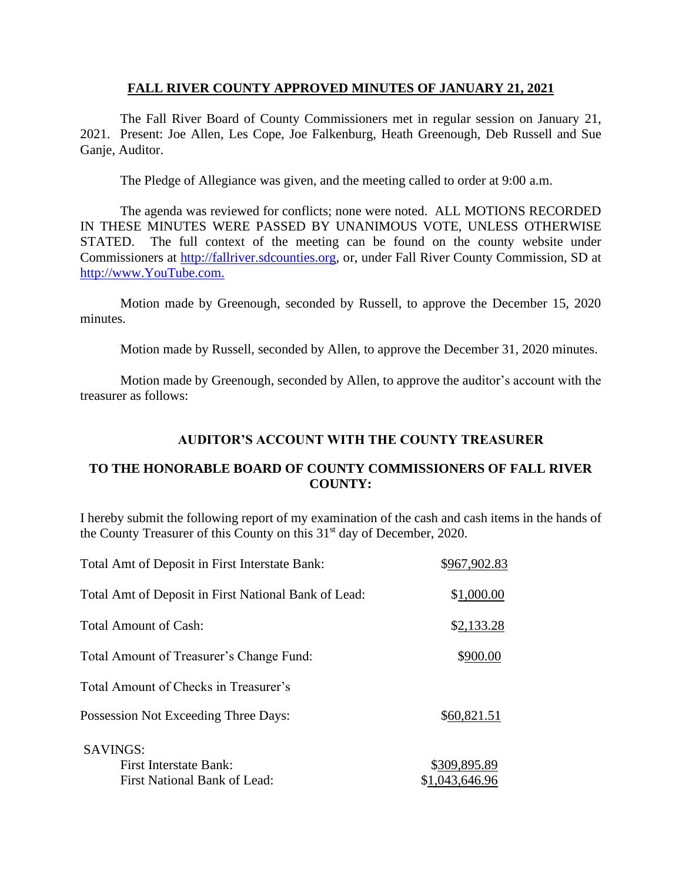# FALL RIVER COUNTY APPROVED MINUTES OF JANUARY 21, 2021

The Fall River Board of County Commissioners met in regular session on January 21, 2021. Present: Joe Allen, Les Cope, Joe Falkenburg, Heath Greenough, Deb Russell and Sue Ganje, Auditor.

The Pledge of Allegiance was given, and the meeting called to order at 9:00 a.m.

The agenda was reviewed for conflicts; none were noted. ALL MOTIONS RECORDED IN THESE MINUTES WERE PASSED BY UNANIMOUS VOTE, UNLESS OTHERWISE STATED. The full context of the meeting can be found on the county website under Commissioners at http://fallriver.sdcounties.org, or, under Fall River County Commission, SD at http://www.YouTube.com.

Motion made by Greenough, seconded by Russell, to approve the December 15, 2020 minutes.

Motion made by Russell, seconded by Allen, to approve the December 31, 2020 minutes.

Motion made by Greenough, seconded by Allen, to approve the auditor's account with the treasurer as follows:

## AUDITOR'S ACCOUNT WITH THE COUNTY TREASURER

## TO THE HONORABLE BOARD OF COUNTY COMMISSIONERS OF FALL RIVER COUNTY:

I hereby submit the following report of my examination of the cash and cash items in the hands of the County Treasurer of this County on this 31st day of December, 2020.

| | |
|---|---|
| Total Amt of Deposit in First Interstate Bank: | $967,902.83 |
| Total Amt of Deposit in First National Bank of Lead: | $1,000.00 |
| Total Amount of Cash: | $2,133.28 |
| Total Amount of Treasurer's Change Fund: | $900.00 |
| Total Amount of Checks in Treasurer's Possession Not Exceeding Three Days: | $60,821.51 |
| SAVINGS: | |
| First Interstate Bank: | $309,895.89 |
| First National Bank of Lead: | $1,043,646.96 |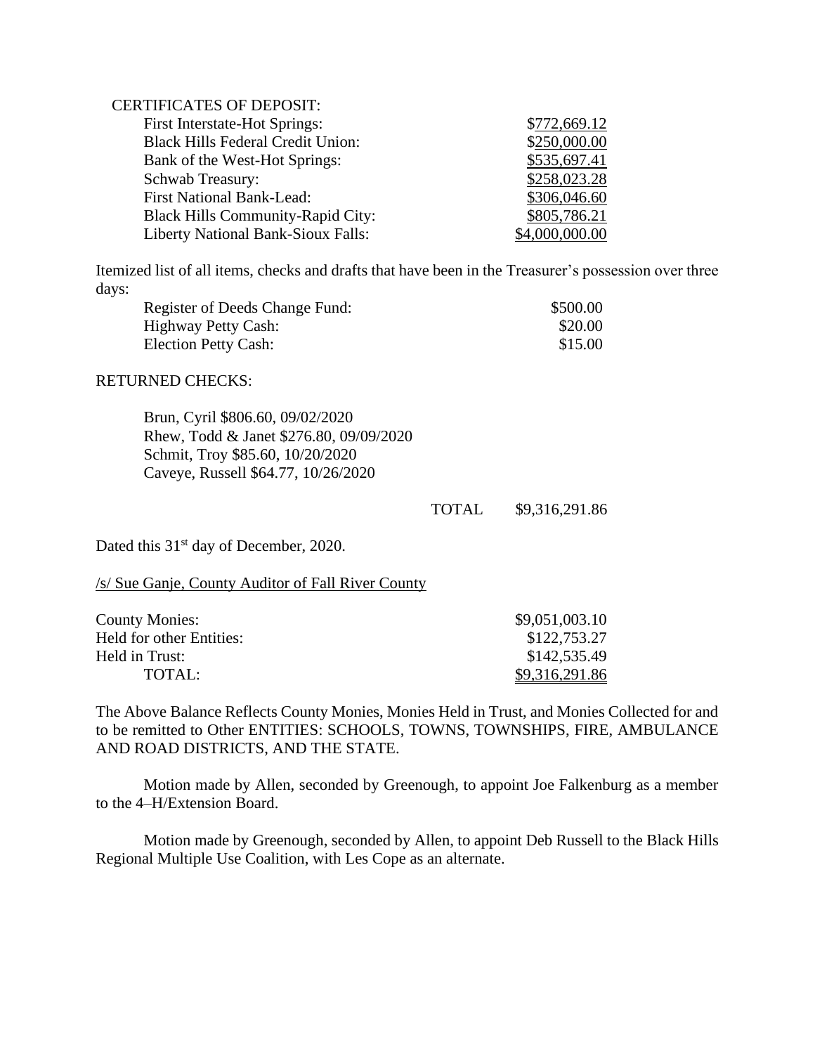CERTIFICATES OF DEPOSIT:

| | |
|---|---|
| First Interstate-Hot Springs: | $772,669.12 |
| Black Hills Federal Credit Union: | $250,000.00 |
| Bank of the West-Hot Springs: | $535,697.41 |
| Schwab Treasury: | $258,023.28 |
| First National Bank-Lead: | $306,046.60 |
| Black Hills Community-Rapid City: | $805,786.21 |
| Liberty National Bank-Sioux Falls: | $4,000,000.00 |

Itemized list of all items, checks and drafts that have been in the Treasurer's possession over three days:

| | |
|---|---|
| Register of Deeds Change Fund: | $500.00 |
| Highway Petty Cash: | $20.00 |
| Election Petty Cash: | $15.00 |

RETURNED CHECKS:

Brun, Cyril $806.60, 09/02/2020
Rhew, Todd & Janet $276.80, 09/09/2020
Schmit, Troy $85.60, 10/20/2020
Caveye, Russell $64.77, 10/26/2020

TOTAL $9,316,291.86

Dated this 31st day of December, 2020.

/s/ Sue Ganje, County Auditor of Fall River County

| | |
|---|---|
| County Monies: | $9,051,003.10 |
| Held for other Entities: | $122,753.27 |
| Held in Trust: | $142,535.49 |
| TOTAL: | $9,316,291.86 |

The Above Balance Reflects County Monies, Monies Held in Trust, and Monies Collected for and to be remitted to Other ENTITIES: SCHOOLS, TOWNS, TOWNSHIPS, FIRE, AMBULANCE AND ROAD DISTRICTS, AND THE STATE.

Motion made by Allen, seconded by Greenough, to appoint Joe Falkenburg as a member to the 4–H/Extension Board.

Motion made by Greenough, seconded by Allen, to appoint Deb Russell to the Black Hills Regional Multiple Use Coalition, with Les Cope as an alternate.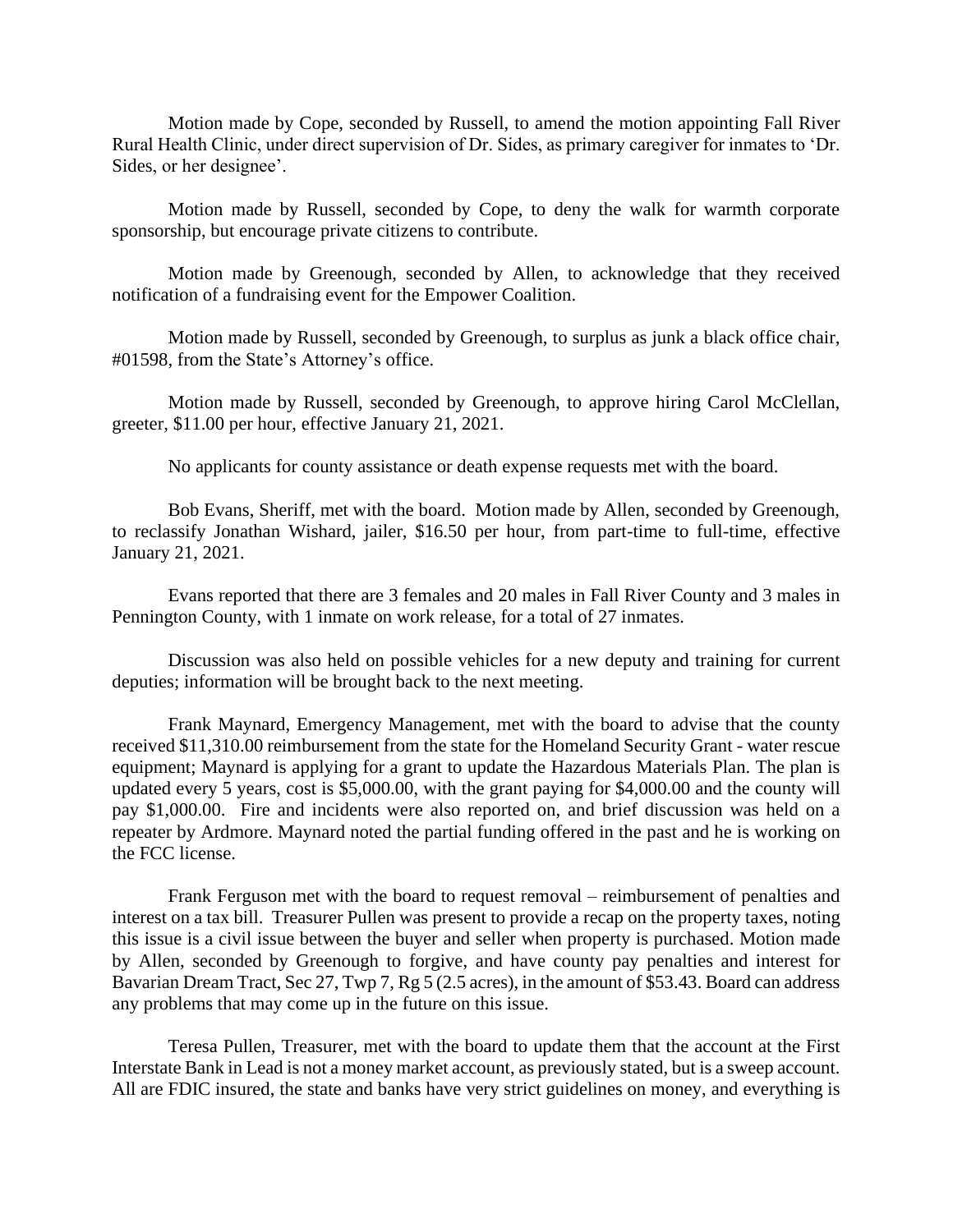Motion made by Cope, seconded by Russell, to amend the motion appointing Fall River Rural Health Clinic, under direct supervision of Dr. Sides, as primary caregiver for inmates to 'Dr. Sides, or her designee'.

Motion made by Russell, seconded by Cope, to deny the walk for warmth corporate sponsorship, but encourage private citizens to contribute.

Motion made by Greenough, seconded by Allen, to acknowledge that they received notification of a fundraising event for the Empower Coalition.

Motion made by Russell, seconded by Greenough, to surplus as junk a black office chair, #01598, from the State's Attorney's office.

Motion made by Russell, seconded by Greenough, to approve hiring Carol McClellan, greeter, $11.00 per hour, effective January 21, 2021.

No applicants for county assistance or death expense requests met with the board.

Bob Evans, Sheriff, met with the board. Motion made by Allen, seconded by Greenough, to reclassify Jonathan Wishard, jailer, $16.50 per hour, from part-time to full-time, effective January 21, 2021.

Evans reported that there are 3 females and 20 males in Fall River County and 3 males in Pennington County, with 1 inmate on work release, for a total of 27 inmates.

Discussion was also held on possible vehicles for a new deputy and training for current deputies; information will be brought back to the next meeting.

Frank Maynard, Emergency Management, met with the board to advise that the county received $11,310.00 reimbursement from the state for the Homeland Security Grant - water rescue equipment; Maynard is applying for a grant to update the Hazardous Materials Plan. The plan is updated every 5 years, cost is $5,000.00, with the grant paying for $4,000.00 and the county will pay $1,000.00. Fire and incidents were also reported on, and brief discussion was held on a repeater by Ardmore. Maynard noted the partial funding offered in the past and he is working on the FCC license.

Frank Ferguson met with the board to request removal – reimbursement of penalties and interest on a tax bill. Treasurer Pullen was present to provide a recap on the property taxes, noting this issue is a civil issue between the buyer and seller when property is purchased. Motion made by Allen, seconded by Greenough to forgive, and have county pay penalties and interest for Bavarian Dream Tract, Sec 27, Twp 7, Rg 5 (2.5 acres), in the amount of $53.43. Board can address any problems that may come up in the future on this issue.

Teresa Pullen, Treasurer, met with the board to update them that the account at the First Interstate Bank in Lead is not a money market account, as previously stated, but is a sweep account. All are FDIC insured, the state and banks have very strict guidelines on money, and everything is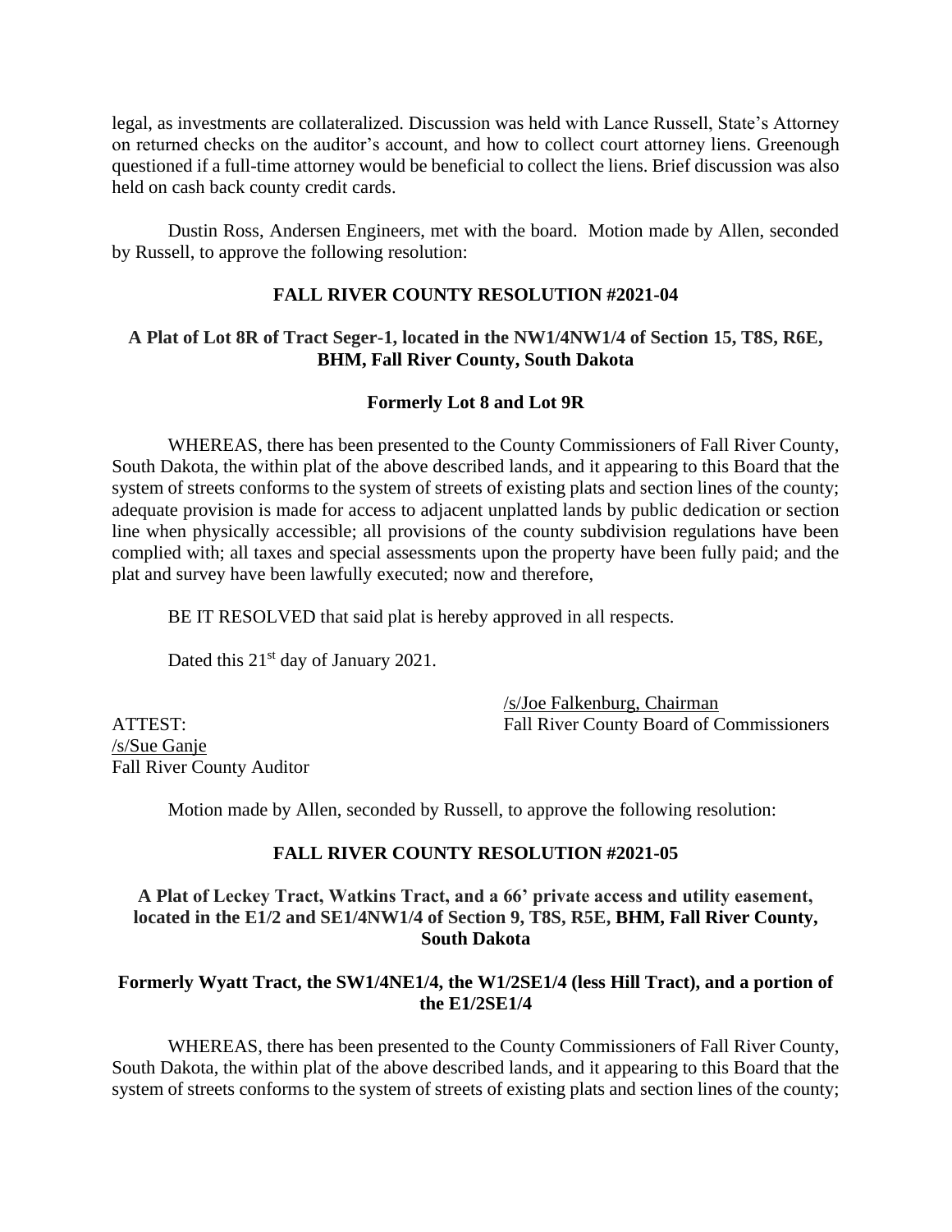legal, as investments are collateralized. Discussion was held with Lance Russell, State's Attorney on returned checks on the auditor's account, and how to collect court attorney liens. Greenough questioned if a full-time attorney would be beneficial to collect the liens. Brief discussion was also held on cash back county credit cards.

Dustin Ross, Andersen Engineers, met with the board. Motion made by Allen, seconded by Russell, to approve the following resolution:

**FALL RIVER COUNTY RESOLUTION #2021-04**

**A Plat of Lot 8R of Tract Seger-1, located in the NW1/4NW1/4 of Section 15, T8S, R6E, BHM, Fall River County, South Dakota**

**Formerly Lot 8 and Lot 9R**

WHEREAS, there has been presented to the County Commissioners of Fall River County, South Dakota, the within plat of the above described lands, and it appearing to this Board that the system of streets conforms to the system of streets of existing plats and section lines of the county; adequate provision is made for access to adjacent unplatted lands by public dedication or section line when physically accessible; all provisions of the county subdivision regulations have been complied with; all taxes and special assessments upon the property have been fully paid; and the plat and survey have been lawfully executed; now and therefore,

BE IT RESOLVED that said plat is hereby approved in all respects.

Dated this 21st day of January 2021.

/s/Joe Falkenburg, Chairman
Fall River County Board of Commissioners

ATTEST:
/s/Sue Ganje
Fall River County Auditor

Motion made by Allen, seconded by Russell, to approve the following resolution:

**FALL RIVER COUNTY RESOLUTION #2021-05**

**A Plat of Leckey Tract, Watkins Tract, and a 66' private access and utility easement, located in the E1/2 and SE1/4NW1/4 of Section 9, T8S, R5E, BHM, Fall River County, South Dakota**

**Formerly Wyatt Tract, the SW1/4NE1/4, the W1/2SE1/4 (less Hill Tract), and a portion of the E1/2SE1/4**

WHEREAS, there has been presented to the County Commissioners of Fall River County, South Dakota, the within plat of the above described lands, and it appearing to this Board that the system of streets conforms to the system of streets of existing plats and section lines of the county;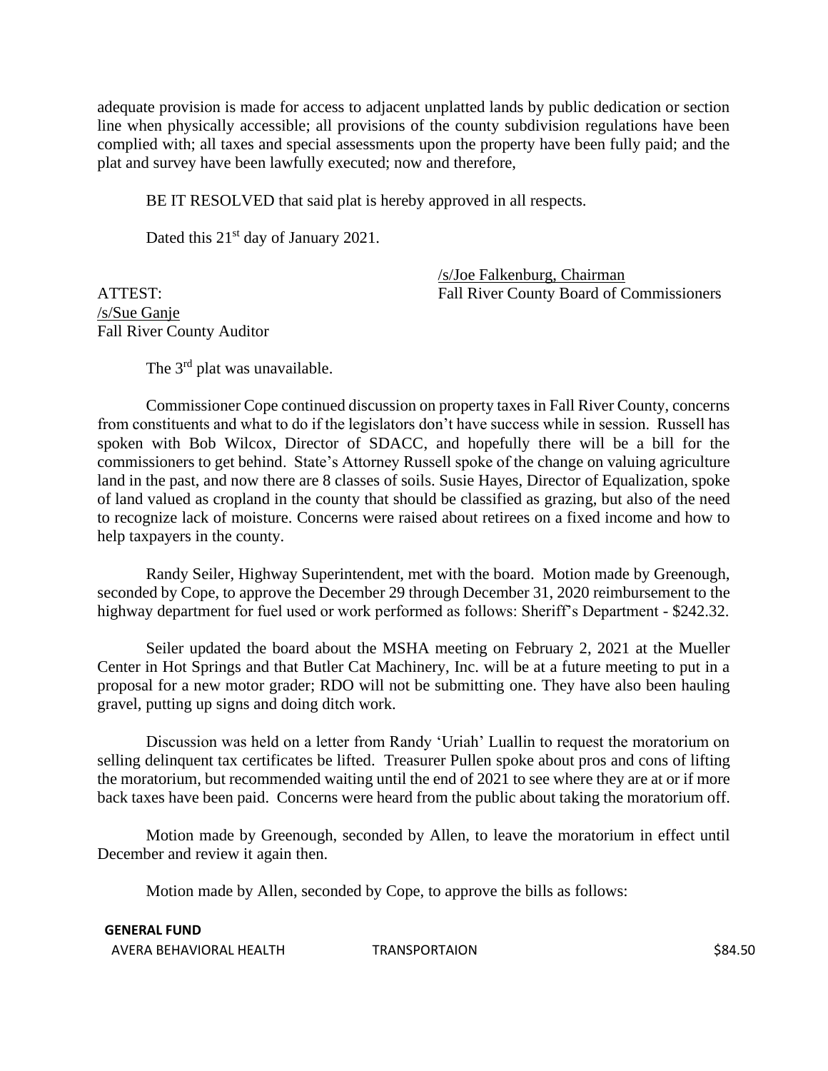adequate provision is made for access to adjacent unplatted lands by public dedication or section line when physically accessible; all provisions of the county subdivision regulations have been complied with; all taxes and special assessments upon the property have been fully paid; and the plat and survey have been lawfully executed; now and therefore,

BE IT RESOLVED that said plat is hereby approved in all respects.

Dated this 21st day of January 2021.

/s/Joe Falkenburg, Chairman
Fall River County Board of Commissioners

ATTEST:
/s/Sue Ganje
Fall River County Auditor

The 3rd plat was unavailable.

Commissioner Cope continued discussion on property taxes in Fall River County, concerns from constituents and what to do if the legislators don't have success while in session. Russell has spoken with Bob Wilcox, Director of SDACC, and hopefully there will be a bill for the commissioners to get behind. State's Attorney Russell spoke of the change on valuing agriculture land in the past, and now there are 8 classes of soils. Susie Hayes, Director of Equalization, spoke of land valued as cropland in the county that should be classified as grazing, but also of the need to recognize lack of moisture. Concerns were raised about retirees on a fixed income and how to help taxpayers in the county.

Randy Seiler, Highway Superintendent, met with the board. Motion made by Greenough, seconded by Cope, to approve the December 29 through December 31, 2020 reimbursement to the highway department for fuel used or work performed as follows: Sheriff's Department - $242.32.

Seiler updated the board about the MSHA meeting on February 2, 2021 at the Mueller Center in Hot Springs and that Butler Cat Machinery, Inc. will be at a future meeting to put in a proposal for a new motor grader; RDO will not be submitting one. They have also been hauling gravel, putting up signs and doing ditch work.

Discussion was held on a letter from Randy 'Uriah' Luallin to request the moratorium on selling delinquent tax certificates be lifted. Treasurer Pullen spoke about pros and cons of lifting the moratorium, but recommended waiting until the end of 2021 to see where they are at or if more back taxes have been paid. Concerns were heard from the public about taking the moratorium off.

Motion made by Greenough, seconded by Allen, to leave the moratorium in effect until December and review it again then.

Motion made by Allen, seconded by Cope, to approve the bills as follows:

**GENERAL FUND**

| | | |
|---|---|---|
| AVERA BEHAVIORAL HEALTH | TRANSPORTAION | $84.50 |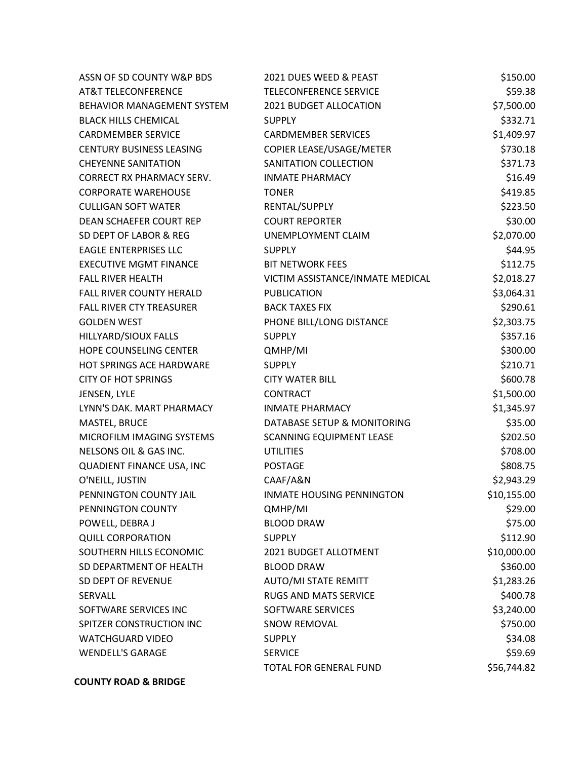| | | |
|---|---|---|
| ASSN OF SD COUNTY W&P BDS | 2021 DUES WEED & PEAST | $150.00 |
| AT&T TELECONFERENCE | TELECONFERENCE SERVICE | $59.38 |
| BEHAVIOR MANAGEMENT SYSTEM | 2021 BUDGET ALLOCATION | $7,500.00 |
| BLACK HILLS CHEMICAL | SUPPLY | $332.71 |
| CARDMEMBER SERVICE | CARDMEMBER SERVICES | $1,409.97 |
| CENTURY BUSINESS LEASING | COPIER LEASE/USAGE/METER | $730.18 |
| CHEYENNE SANITATION | SANITATION COLLECTION | $371.73 |
| CORRECT RX PHARMACY SERV. | INMATE PHARMACY | $16.49 |
| CORPORATE WAREHOUSE | TONER | $419.85 |
| CULLIGAN SOFT WATER | RENTAL/SUPPLY | $223.50 |
| DEAN SCHAEFER COURT REP | COURT REPORTER | $30.00 |
| SD DEPT OF LABOR & REG | UNEMPLOYMENT CLAIM | $2,070.00 |
| EAGLE ENTERPRISES LLC | SUPPLY | $44.95 |
| EXECUTIVE MGMT FINANCE | BIT NETWORK FEES | $112.75 |
| FALL RIVER HEALTH | VICTIM ASSISTANCE/INMATE MEDICAL | $2,018.27 |
| FALL RIVER COUNTY HERALD | PUBLICATION | $3,064.31 |
| FALL RIVER CTY TREASURER | BACK TAXES FIX | $290.61 |
| GOLDEN WEST | PHONE BILL/LONG DISTANCE | $2,303.75 |
| HILLYARD/SIOUX FALLS | SUPPLY | $357.16 |
| HOPE COUNSELING CENTER | QMHP/MI | $300.00 |
| HOT SPRINGS ACE HARDWARE | SUPPLY | $210.71 |
| CITY OF HOT SPRINGS | CITY WATER BILL | $600.78 |
| JENSEN, LYLE | CONTRACT | $1,500.00 |
| LYNN'S DAK. MART PHARMACY | INMATE PHARMACY | $1,345.97 |
| MASTEL, BRUCE | DATABASE SETUP & MONITORING | $35.00 |
| MICROFILM IMAGING SYSTEMS | SCANNING EQUIPMENT LEASE | $202.50 |
| NELSONS OIL & GAS INC. | UTILITIES | $708.00 |
| QUADIENT FINANCE USA, INC | POSTAGE | $808.75 |
| O'NEILL, JUSTIN | CAAF/A&N | $2,943.29 |
| PENNINGTON COUNTY JAIL | INMATE HOUSING PENNINGTON | $10,155.00 |
| PENNINGTON COUNTY | QMHP/MI | $29.00 |
| POWELL, DEBRA J | BLOOD DRAW | $75.00 |
| QUILL CORPORATION | SUPPLY | $112.90 |
| SOUTHERN HILLS ECONOMIC | 2021 BUDGET ALLOTMENT | $10,000.00 |
| SD DEPARTMENT OF HEALTH | BLOOD DRAW | $360.00 |
| SD DEPT OF REVENUE | AUTO/MI STATE REMITT | $1,283.26 |
| SERVALL | RUGS AND MATS SERVICE | $400.78 |
| SOFTWARE SERVICES INC | SOFTWARE SERVICES | $3,240.00 |
| SPITZER CONSTRUCTION INC | SNOW REMOVAL | $750.00 |
| WATCHGUARD VIDEO | SUPPLY | $34.08 |
| WENDELL'S GARAGE | SERVICE | $59.69 |
| | TOTAL FOR GENERAL FUND | $56,744.82 |

**COUNTY ROAD & BRIDGE**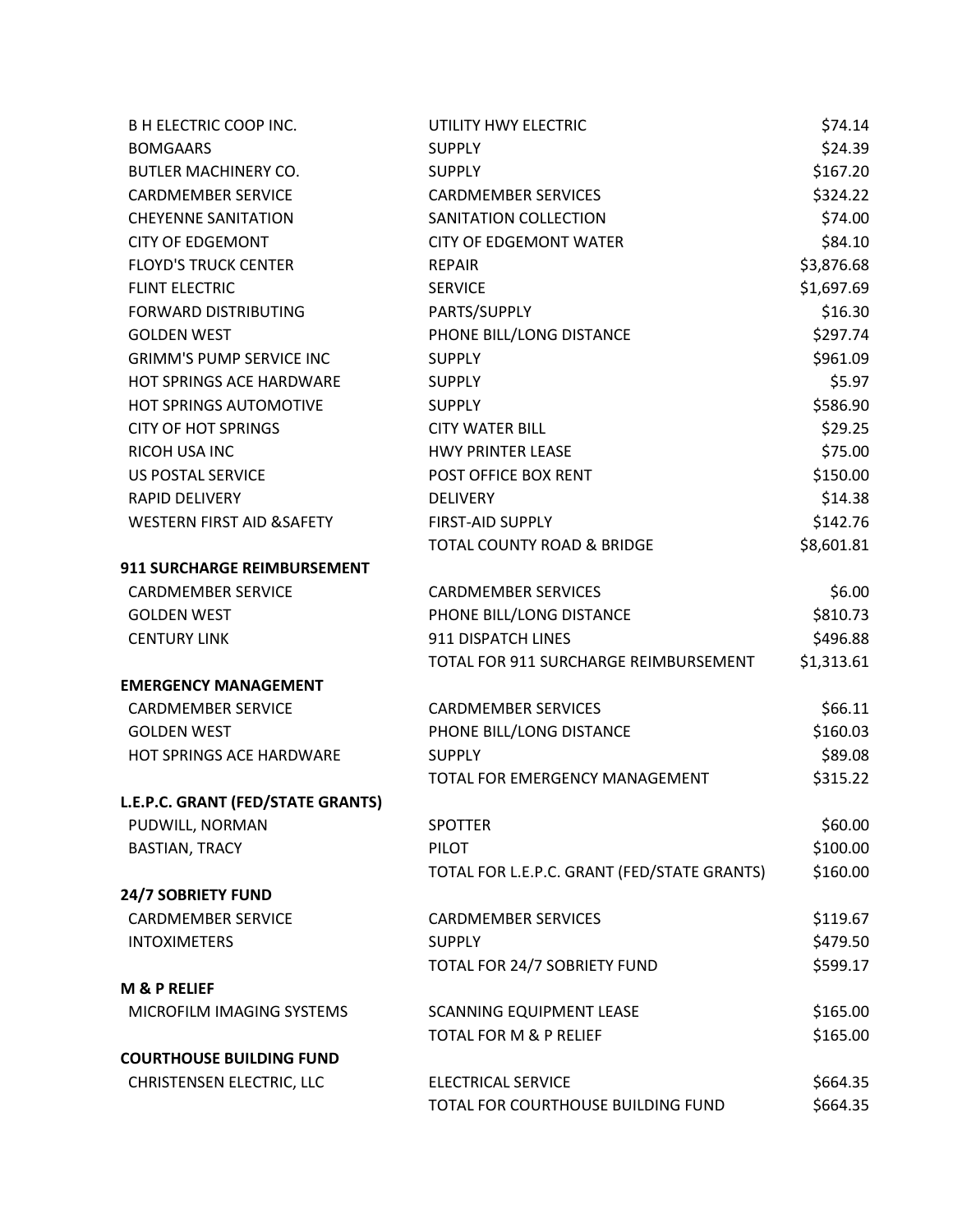| | | |
|---|---|---|
| B H ELECTRIC COOP INC. | UTILITY HWY ELECTRIC | $74.14 |
| BOMGAARS | SUPPLY | $24.39 |
| BUTLER MACHINERY CO. | SUPPLY | $167.20 |
| CARDMEMBER SERVICE | CARDMEMBER SERVICES | $324.22 |
| CHEYENNE SANITATION | SANITATION COLLECTION | $74.00 |
| CITY OF EDGEMONT | CITY OF EDGEMONT WATER | $84.10 |
| FLOYD'S TRUCK CENTER | REPAIR | $3,876.68 |
| FLINT ELECTRIC | SERVICE | $1,697.69 |
| FORWARD DISTRIBUTING | PARTS/SUPPLY | $16.30 |
| GOLDEN WEST | PHONE BILL/LONG DISTANCE | $297.74 |
| GRIMM'S PUMP SERVICE INC | SUPPLY | $961.09 |
| HOT SPRINGS ACE HARDWARE | SUPPLY | $5.97 |
| HOT SPRINGS AUTOMOTIVE | SUPPLY | $586.90 |
| CITY OF HOT SPRINGS | CITY WATER BILL | $29.25 |
| RICOH USA INC | HWY PRINTER LEASE | $75.00 |
| US POSTAL SERVICE | POST OFFICE BOX RENT | $150.00 |
| RAPID DELIVERY | DELIVERY | $14.38 |
| WESTERN FIRST AID &SAFETY | FIRST-AID SUPPLY | $142.76 |
| | TOTAL COUNTY ROAD & BRIDGE | $8,601.81 |
| **911 SURCHARGE REIMBURSEMENT** | | |
| CARDMEMBER SERVICE | CARDMEMBER SERVICES | $6.00 |
| GOLDEN WEST | PHONE BILL/LONG DISTANCE | $810.73 |
| CENTURY LINK | 911 DISPATCH LINES | $496.88 |
| | TOTAL FOR 911 SURCHARGE REIMBURSEMENT | $1,313.61 |
| **EMERGENCY MANAGEMENT** | | |
| CARDMEMBER SERVICE | CARDMEMBER SERVICES | $66.11 |
| GOLDEN WEST | PHONE BILL/LONG DISTANCE | $160.03 |
| HOT SPRINGS ACE HARDWARE | SUPPLY | $89.08 |
| | TOTAL FOR EMERGENCY MANAGEMENT | $315.22 |
| **L.E.P.C. GRANT (FED/STATE GRANTS)** | | |
| PUDWILL, NORMAN | SPOTTER | $60.00 |
| BASTIAN, TRACY | PILOT | $100.00 |
| | TOTAL FOR L.E.P.C. GRANT (FED/STATE GRANTS) | $160.00 |
| **24/7 SOBRIETY FUND** | | |
| CARDMEMBER SERVICE | CARDMEMBER SERVICES | $119.67 |
| INTOXIMETERS | SUPPLY | $479.50 |
| | TOTAL FOR 24/7 SOBRIETY FUND | $599.17 |
| **M & P RELIEF** | | |
| MICROFILM IMAGING SYSTEMS | SCANNING EQUIPMENT LEASE | $165.00 |
| | TOTAL FOR M & P RELIEF | $165.00 |
| **COURTHOUSE BUILDING FUND** | | |
| CHRISTENSEN ELECTRIC, LLC | ELECTRICAL SERVICE | $664.35 |
| | TOTAL FOR COURTHOUSE BUILDING FUND | $664.35 |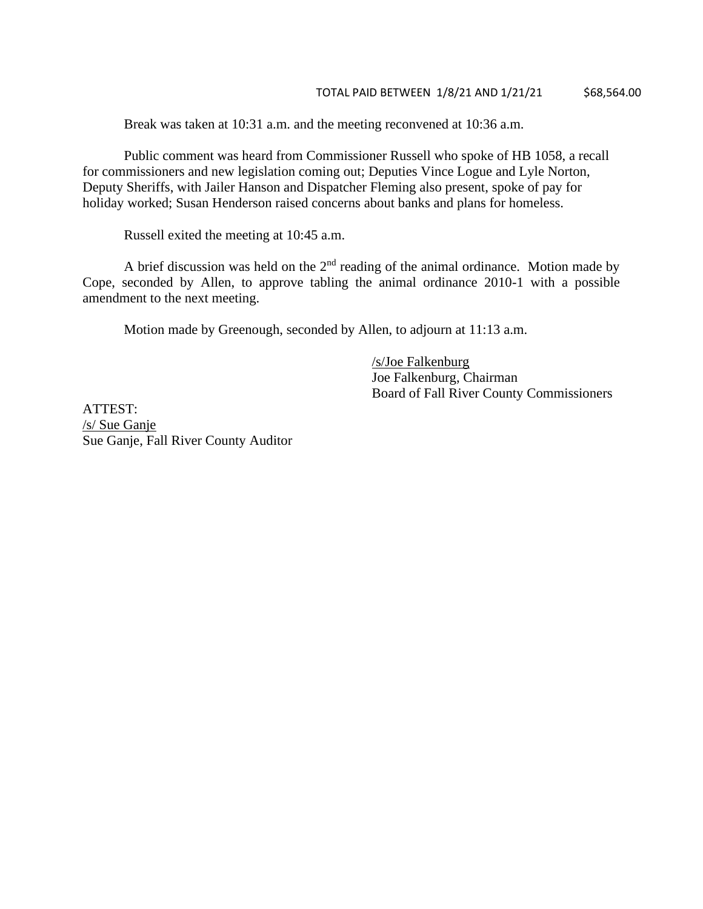TOTAL PAID BETWEEN 1/8/21 AND 1/21/21 $68,564.00

Break was taken at 10:31 a.m. and the meeting reconvened at 10:36 a.m.

Public comment was heard from Commissioner Russell who spoke of HB 1058, a recall for commissioners and new legislation coming out; Deputies Vince Logue and Lyle Norton, Deputy Sheriffs, with Jailer Hanson and Dispatcher Fleming also present, spoke of pay for holiday worked; Susan Henderson raised concerns about banks and plans for homeless.

Russell exited the meeting at 10:45 a.m.

A brief discussion was held on the 2nd reading of the animal ordinance. Motion made by Cope, seconded by Allen, to approve tabling the animal ordinance 2010-1 with a possible amendment to the next meeting.

Motion made by Greenough, seconded by Allen, to adjourn at 11:13 a.m.

/s/Joe Falkenburg
Joe Falkenburg, Chairman
Board of Fall River County Commissioners

ATTEST:
/s/ Sue Ganje
Sue Ganje, Fall River County Auditor